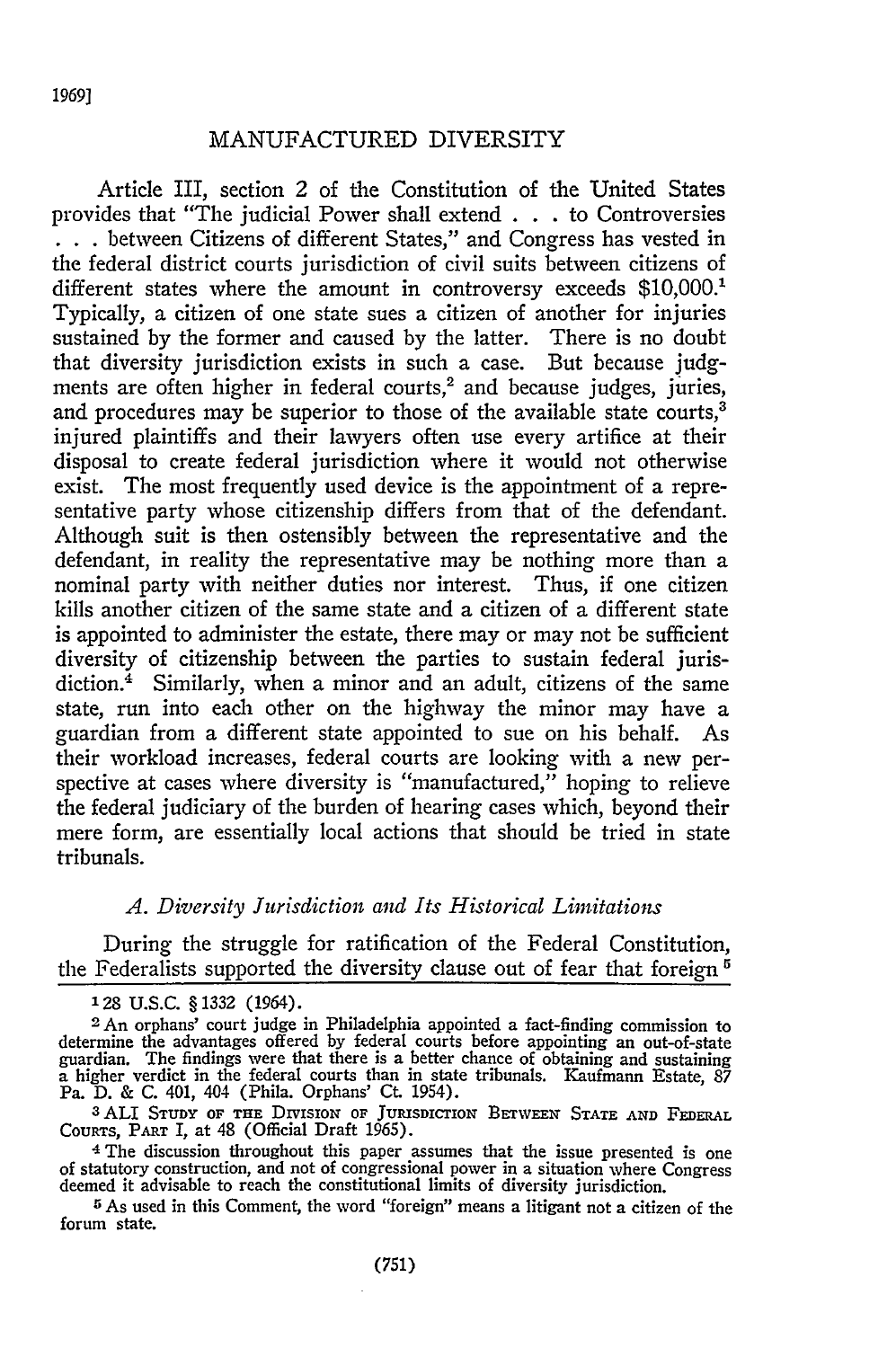# MANUFACTURED DIVERSITY

Article III, section 2 of the Constitution of the United States provides that "The judicial Power shall extend . . . to Controversies . . . between Citizens of different States," and Congress has vested in the federal district courts jurisdiction of civil suits between citizens of different states where the amount in controversy exceeds $10,000.[1] Typically, a citizen of one state sues a citizen of another for injuries sustained by the former and caused by the latter. There is no doubt that diversity jurisdiction exists in such a case. But because judgments are often higher in federal courts,[2] and because judges, juries, and procedures may be superior to those of the available state courts,[3] injured plaintiffs and their lawyers often use every artifice at their disposal to create federal jurisdiction where it would not otherwise exist. The most frequently used device is the appointment of a representative party whose citizenship differs from that of the defendant. Although suit is then ostensibly between the representative and the defendant, in reality the representative may be nothing more than a nominal party with neither duties nor interest. Thus, if one citizen kills another citizen of the same state and a citizen of a different state is appointed to administer the estate, there may or may not be sufficient diversity of citizenship between the parties to sustain federal jurisdiction.[4] Similarly, when a minor and an adult, citizens of the same state, run into each other on the highway the minor may have a guardian from a different state appointed to sue on his behalf. As their workload increases, federal courts are looking with a new perspective at cases where diversity is "manufactured," hoping to relieve the federal judiciary of the burden of hearing cases which, beyond their mere form, are essentially local actions that should be tried in state tribunals.

## *A. Diversity Jurisdiction and Its Historical Limitations*

During the struggle for ratification of the Federal Constitution, the Federalists supported the diversity clause out of fear that foreign[5]

---

[1] 28 U.S.C. § 1332 (1964).

[2] An orphans' court judge in Philadelphia appointed a fact-finding commission to determine the advantages offered by federal courts before appointing an out-of-state guardian. The findings were that there is a better chance of obtaining and sustaining a higher verdict in the federal courts than in state tribunals. Kaufmann Estate, 87 Pa. D. & C. 401, 404 (Phila. Orphans' Ct. 1954).

[3] ALI STUDY OF THE DIVISION OF JURISDICTION BETWEEN STATE AND FEDERAL COURTS, PART I, at 48 (Official Draft 1965).

[4] The discussion throughout this paper assumes that the issue presented is one of statutory construction, and not of congressional power in a situation where Congress deemed it advisable to reach the constitutional limits of diversity jurisdiction.

[5] As used in this Comment, the word "foreign" means a litigant not a citizen of the forum state.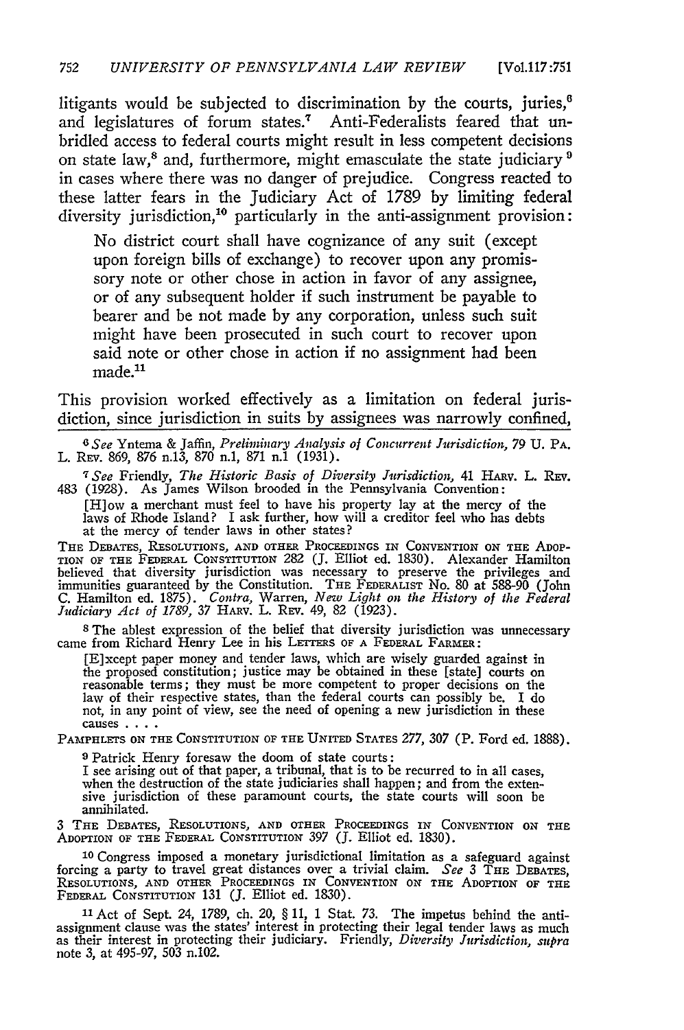litigants would be subjected to discrimination by the courts, juries,[6] and legislatures of forum states.[7] Anti-Federalists feared that unbridled access to federal courts might result in less competent decisions on state law,[8] and, furthermore, might emasculate the state judiciary[9] in cases where there was no danger of prejudice. Congress reacted to these latter fears in the Judiciary Act of 1789 by limiting federal diversity jurisdiction,[10] particularly in the anti-assignment provision:

> No district court shall have cognizance of any suit (except upon foreign bills of exchange) to recover upon any promissory note or other chose in action in favor of any assignee, or of any subsequent holder if such instrument be payable to bearer and be not made by any corporation, unless such suit might have been prosecuted in such court to recover upon said note or other chose in action if no assignment had been made.[11]

This provision worked effectively as a limitation on federal jurisdiction, since jurisdiction in suits by assignees was narrowly confined,

---

[6] *See* Yntema & Jaffin, *Preliminary Analysis of Concurrent Jurisdiction,* 79 U. PA. L. REV. 869, 876 n.13, 870 n.1, 871 n.1 (1931).

[7] *See* Friendly, *The Historic Basis of Diversity Jurisdiction,* 41 HARV. L. REV. 483 (1928). As James Wilson brooded in the Pennsylvania Convention:

> [H]ow a merchant must feel to have his property lay at the mercy of the laws of Rhode Island? I ask further, how will a creditor feel who has debts at the mercy of tender laws in other states?

THE DEBATES, RESOLUTIONS, AND OTHER PROCEEDINGS IN CONVENTION ON THE ADOPTION OF THE FEDERAL CONSTITUTION 282 (J. Elliot ed. 1830). Alexander Hamilton believed that diversity jurisdiction was necessary to preserve the privileges and immunities guaranteed by the Constitution. THE FEDERALIST No. 80 at 588-90 (John C. Hamilton ed. 1875). *Contra,* Warren, *New Light on the History of the Federal Judiciary Act of 1789,* 37 HARV. L. REV. 49, 82 (1923).

[8] The ablest expression of the belief that diversity jurisdiction was unnecessary came from Richard Henry Lee in his LETTERS OF A FEDERAL FARMER:

> [E]xcept paper money and tender laws, which are wisely guarded against in the proposed constitution; justice may be obtained in these [state] courts on reasonable terms; they must be more competent to proper decisions on the law of their respective states, than the federal courts can possibly be. I do not, in any point of view, see the need of opening a new jurisdiction in these causes . . . .

PAMPHLETS ON THE CONSTITUTION OF THE UNITED STATES 277, 307 (P. Ford ed. 1888).

[9] Patrick Henry foresaw the doom of state courts:

> I see arising out of that paper, a tribunal, that is to be recurred to in all cases, when the destruction of the state judiciaries shall happen; and from the extensive jurisdiction of these paramount courts, the state courts will soon be annihilated.

3 THE DEBATES, RESOLUTIONS, AND OTHER PROCEEDINGS IN CONVENTION ON THE ADOPTION OF THE FEDERAL CONSTITUTION 397 (J. Elliot ed. 1830).

[10] Congress imposed a monetary jurisdictional limitation as a safeguard against forcing a party to travel great distances over a trivial claim. *See* 3 THE DEBATES, RESOLUTIONS, AND OTHER PROCEEDINGS IN CONVENTION ON THE ADOPTION OF THE FEDERAL CONSTITUTION 131 (J. Elliot ed. 1830).

[11] Act of Sept. 24, 1789, ch. 20, § 11, 1 Stat. 73. The impetus behind the anti-assignment clause was the states' interest in protecting their legal tender laws as much as their interest in protecting their judiciary. Friendly, *Diversity Jurisdiction, supra* note 3, at 495-97, 503 n.102.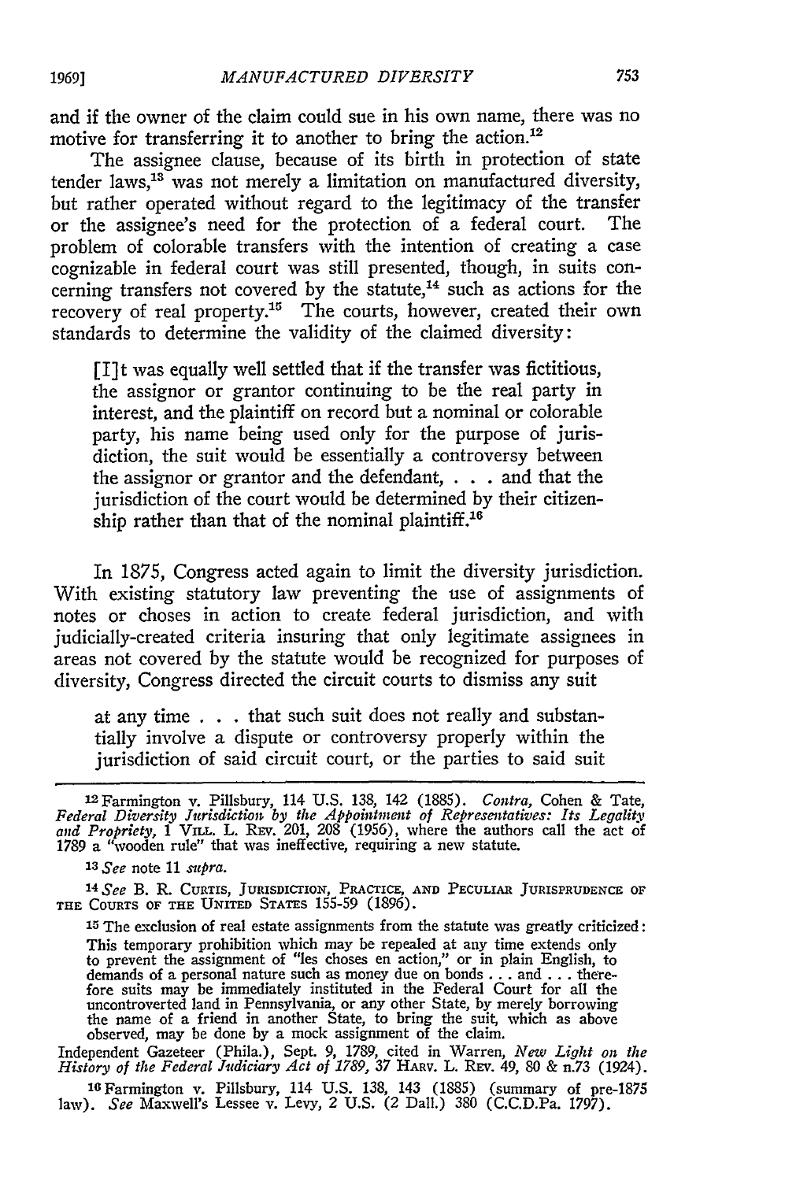and if the owner of the claim could sue in his own name, there was no motive for transferring it to another to bring the action.[12]

The assignee clause, because of its birth in protection of state tender laws,[13] was not merely a limitation on manufactured diversity, but rather operated without regard to the legitimacy of the transfer or the assignee's need for the protection of a federal court. The problem of colorable transfers with the intention of creating a case cognizable in federal court was still presented, though, in suits concerning transfers not covered by the statute,[14] such as actions for the recovery of real property.[15] The courts, however, created their own standards to determine the validity of the claimed diversity:

> [I]t was equally well settled that if the transfer was fictitious, the assignor or grantor continuing to be the real party in interest, and the plaintiff on record but a nominal or colorable party, his name being used only for the purpose of jurisdiction, the suit would be essentially a controversy between the assignor or grantor and the defendant, . . . and that the jurisdiction of the court would be determined by their citizenship rather than that of the nominal plaintiff.[16]

In 1875, Congress acted again to limit the diversity jurisdiction. With existing statutory law preventing the use of assignments of notes or choses in action to create federal jurisdiction, and with judicially-created criteria insuring that only legitimate assignees in areas not covered by the statute would be recognized for purposes of diversity, Congress directed the circuit courts to dismiss any suit

> at any time . . . that such suit does not really and substantially involve a dispute or controversy properly within the jurisdiction of said circuit court, or the parties to said suit

---

[12] Farmington v. Pillsbury, 114 U.S. 138, 142 (1885). *Contra,* Cohen & Tate, *Federal Diversity Jurisdiction by the Appointment of Representatives: Its Legality and Propriety,* 1 VILL. L. REV. 201, 208 (1956), where the authors call the act of 1789 a "wooden rule" that was ineffective, requiring a new statute.

[13] *See* note 11 *supra.*

[14] *See* B. R. CURTIS, JURISDICTION, PRACTICE, AND PECULIAR JURISPRUDENCE OF THE COURTS OF THE UNITED STATES 155-59 (1896).

[15] The exclusion of real estate assignments from the statute was greatly criticized:

> This temporary prohibition which may be repealed at any time extends only to prevent the assignment of "les choses en action," or in plain English, to demands of a personal nature such as money due on bonds . . . and . . . therefore suits may be immediately instituted in the Federal Court for all the uncontroverted land in Pennsylvania, or any other State, by merely borrowing the name of a friend in another State, to bring the suit, which as above observed, may be done by a mock assignment of the claim.

Independent Gazeteer (Phila.), Sept. 9, 1789, cited in Warren, *New Light on the History of the Federal Judiciary Act of 1789,* 37 HARV. L. REV. 49, 80 & n.73 (1924).

[16] Farmington v. Pillsbury, 114 U.S. 138, 143 (1885) (summary of pre-1875 law). *See* Maxwell's Lessee v. Levy, 2 U.S. (2 Dall.) 380 (C.C.D.Pa. 1797).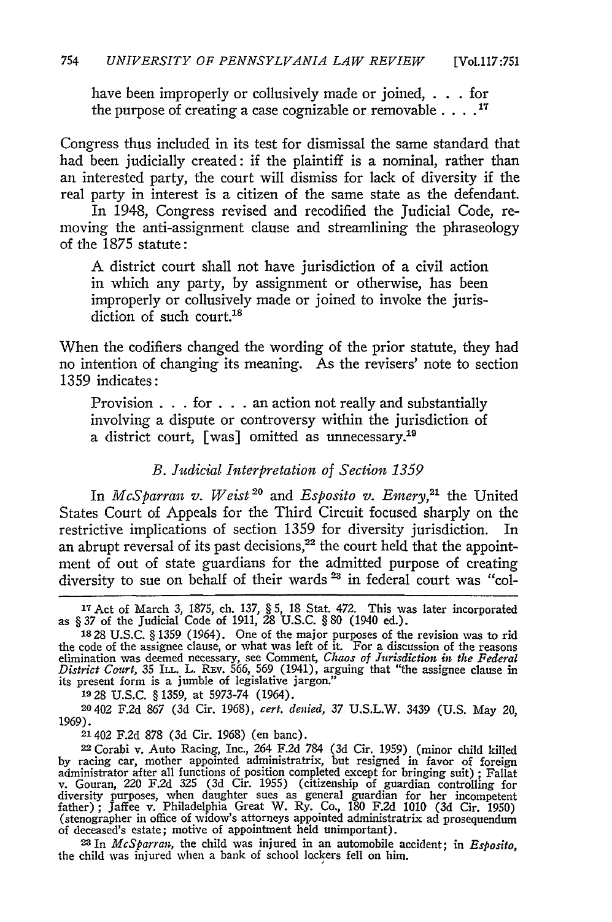have been improperly or collusively made or joined, . . . for the purpose of creating a case cognizable or removable . . . .[17]

Congress thus included in its test for dismissal the same standard that had been judicially created: if the plaintiff is a nominal, rather than an interested party, the court will dismiss for lack of diversity if the real party in interest is a citizen of the same state as the defendant.

In 1948, Congress revised and recodified the Judicial Code, removing the anti-assignment clause and streamlining the phraseology of the 1875 statute:

> A district court shall not have jurisdiction of a civil action in which any party, by assignment or otherwise, has been improperly or collusively made or joined to invoke the jurisdiction of such court.[18]

When the codifiers changed the wording of the prior statute, they had no intention of changing its meaning. As the revisers' note to section 1359 indicates:

> Provision . . . for . . . an action not really and substantially involving a dispute or controversy within the jurisdiction of a district court, [was] omitted as unnecessary.[19]

### *B. Judicial Interpretation of Section 1359*

In *McSparran v. Weist*[20] and *Esposito v. Emery*,[21] the United States Court of Appeals for the Third Circuit focused sharply on the restrictive implications of section 1359 for diversity jurisdiction. In an abrupt reversal of its past decisions,[22] the court held that the appointment of out of state guardians for the admitted purpose of creating diversity to sue on behalf of their wards[23] in federal court was "col-

---

[17] Act of March 3, 1875, ch. 137, § 5, 18 Stat. 472. This was later incorporated as § 37 of the Judicial Code of 1911, 28 U.S.C. § 80 (1940 ed.).

[18] 28 U.S.C. § 1359 (1964). One of the major purposes of the revision was to rid the code of the assignee clause, or what was left of it. For a discussion of the reasons elimination was deemed necessary, see Comment, *Chaos of Jurisdiction in the Federal District Court*, 35 Ill. L. Rev. 566, 569 (1941), arguing that "the assignee clause in its present form is a jumble of legislative jargon."

[19] 28 U.S.C. § 1359, at 5973-74 (1964).

[20] 402 F.2d 867 (3d Cir. 1968), *cert. denied*, 37 U.S.L.W. 3439 (U.S. May 20, 1969).

[21] 402 F.2d 878 (3d Cir. 1968) (en banc).

[22] Corabi v. Auto Racing, Inc., 264 F.2d 784 (3d Cir. 1959) (minor child killed by racing car, mother appointed administratrix, but resigned in favor of foreign administrator after all functions of position completed except for bringing suit); Fallat v. Gouran, 220 F.2d 325 (3d Cir. 1955) (citizenship of guardian controlling for diversity purposes, when daughter sues as general guardian for her incompetent father); Jaffee v. Philadelphia Great W. Ry. Co., 180 F.2d 1010 (3d Cir. 1950) (stenographer in office of widow's attorneys appointed administratrix ad prosequendum of deceased's estate; motive of appointment held unimportant).

[23] In *McSparran*, the child was injured in an automobile accident; in *Esposito*, the child was injured when a bank of school lockers fell on him.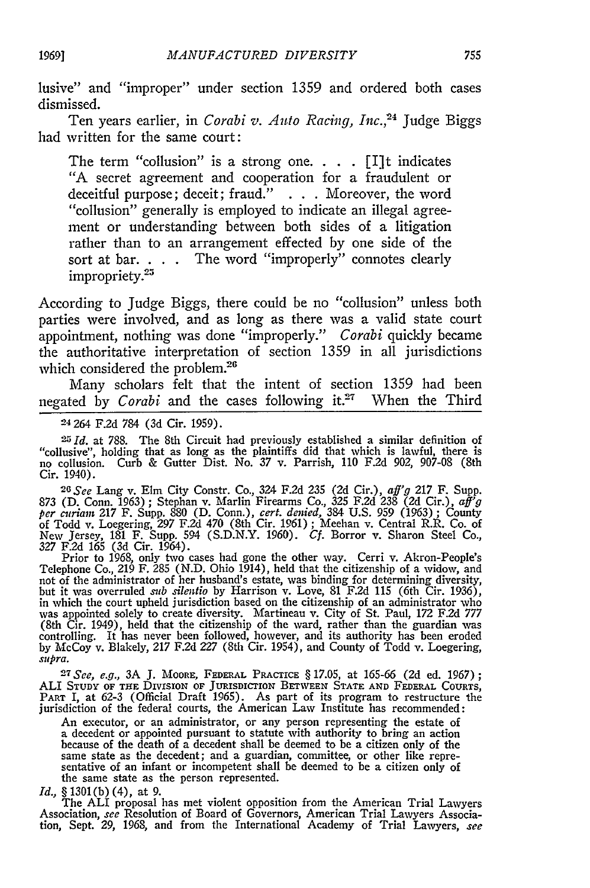lusive" and "improper" under section 1359 and ordered both cases dismissed.

Ten years earlier, in *Corabi v. Auto Racing, Inc.*,[24] Judge Biggs had written for the same court:

> The term "collusion" is a strong one. . . . [I]t indicates "A secret agreement and cooperation for a fraudulent or deceitful purpose; deceit; fraud." . . . Moreover, the word "collusion" generally is employed to indicate an illegal agreement or understanding between both sides of a litigation rather than to an arrangement effected by one side of the sort at bar. . . . The word "improperly" connotes clearly impropriety.[25]

According to Judge Biggs, there could be no "collusion" unless both parties were involved, and as long as there was a valid state court appointment, nothing was done "improperly." *Corabi* quickly became the authoritative interpretation of section 1359 in all jurisdictions which considered the problem.[26]

Many scholars felt that the intent of section 1359 had been negated by *Corabi* and the cases following it.[27] When the Third

---

[24] 264 F.2d 784 (3d Cir. 1959).

[25] *Id.* at 788. The 8th Circuit had previously established a similar definition of "collusive", holding that as long as the plaintiffs did that which is lawful, there is no collusion. Curb & Gutter Dist. No. 37 v. Parrish, 110 F.2d 902, 907-08 (8th Cir. 1940).

[26] *See* Lang v. Elm City Constr. Co., 324 F.2d 235 (2d Cir.), *aff'g* 217 F. Supp. 873 (D. Conn. 1963); Stephan v. Marlin Firearms Co., 325 F.2d 238 (2d Cir.), *aff'g per curiam* 217 F. Supp. 880 (D. Conn.), *cert. denied,* 384 U.S. 959 (1963); County of Todd v. Loegering, 297 F.2d 470 (8th Cir. 1961); Meehan v. Central R.R. Co. of New Jersey, 181 F. Supp. 594 (S.D.N.Y. 1960). *Cf.* Borror v. Sharon Steel Co., 327 F.2d 165 (3d Cir. 1964).

Prior to 1968, only two cases had gone the other way. Cerri v. Akron-People's Telephone Co., 219 F. 285 (N.D. Ohio 1914), held that the citizenship of a widow, and not of the administrator of her husband's estate, was binding for determining diversity, but it was overruled *sub silentio* by Harrison v. Love, 81 F.2d 115 (6th Cir. 1936), in which the court upheld jurisdiction based on the citizenship of an administrator who was appointed solely to create diversity. Martineau v. City of St. Paul, 172 F.2d 777 (8th Cir. 1949), held that the citizenship of the ward, rather than the guardian was controlling. It has never been followed, however, and its authority has been eroded by McCoy v. Blakely, 217 F.2d 227 (8th Cir. 1954), and County of Todd v. Loegering, *supra.*

[27] *See, e.g.,* 3A J. MOORE, FEDERAL PRACTICE § 17.05, at 165-66 (2d ed. 1967); ALI STUDY OF THE DIVISION OF JURISDICTION BETWEEN STATE AND FEDERAL COURTS, PART I, at 62-3 (Official Draft 1965). As part of its program to restructure the jurisdiction of the federal courts, the American Law Institute has recommended:

> An executor, or an administrator, or any person representing the estate of a decedent or appointed pursuant to statute with authority to bring an action because of the death of a decedent shall be deemed to be a citizen only of the same state as the decedent; and a guardian, committee, or other like representative of an infant or incompetent shall be deemed to be a citizen only of the same state as the person represented.

*Id.,* § 1301(b)(4), at 9.

The ALI proposal has met violent opposition from the American Trial Lawyers Association, *see* Resolution of Board of Governors, American Trial Lawyers Association, Sept. 29, 1968, and from the International Academy of Trial Lawyers, *see*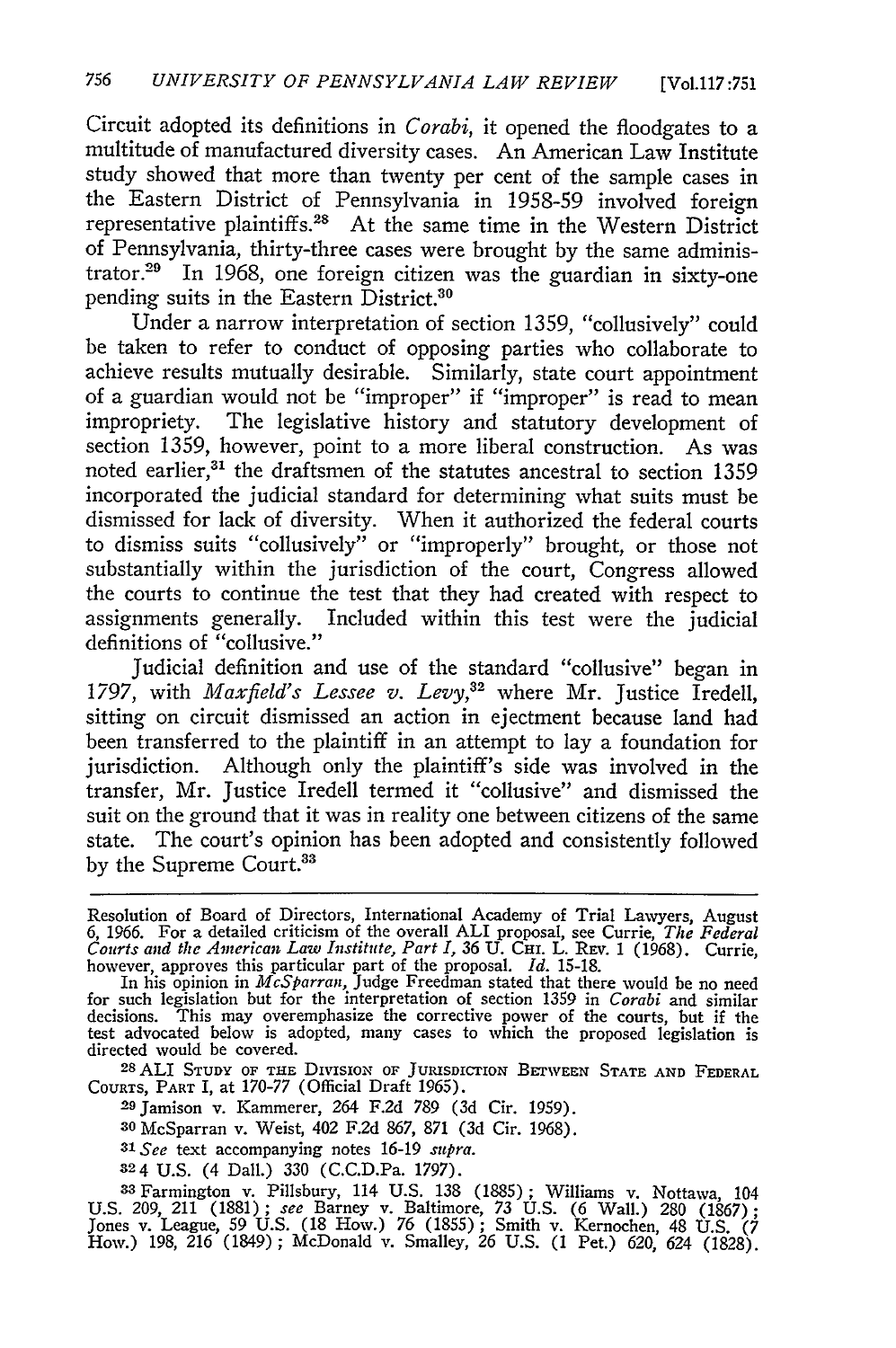Circuit adopted its definitions in *Corabi*, it opened the floodgates to a multitude of manufactured diversity cases. An American Law Institute study showed that more than twenty per cent of the sample cases in the Eastern District of Pennsylvania in 1958-59 involved foreign representative plaintiffs.[28] At the same time in the Western District of Pennsylvania, thirty-three cases were brought by the same administrator.[29] In 1968, one foreign citizen was the guardian in sixty-one pending suits in the Eastern District.[30]

Under a narrow interpretation of section 1359, "collusively" could be taken to refer to conduct of opposing parties who collaborate to achieve results mutually desirable. Similarly, state court appointment of a guardian would not be "improper" if "improper" is read to mean impropriety. The legislative history and statutory development of section 1359, however, point to a more liberal construction. As was noted earlier,[31] the draftsmen of the statutes ancestral to section 1359 incorporated the judicial standard for determining what suits must be dismissed for lack of diversity. When it authorized the federal courts to dismiss suits "collusively" or "improperly" brought, or those not substantially within the jurisdiction of the court, Congress allowed the courts to continue the test that they had created with respect to assignments generally. Included within this test were the judicial definitions of "collusive."

Judicial definition and use of the standard "collusive" began in 1797, with *Maxfield's Lessee v. Levy*,[32] where Mr. Justice Iredell, sitting on circuit dismissed an action in ejectment because land had been transferred to the plaintiff in an attempt to lay a foundation for jurisdiction. Although only the plaintiff's side was involved in the transfer, Mr. Justice Iredell termed it "collusive" and dismissed the suit on the ground that it was in reality one between citizens of the same state. The court's opinion has been adopted and consistently followed by the Supreme Court.[33]

---

Resolution of Board of Directors, International Academy of Trial Lawyers, August 6, 1966. For a detailed criticism of the overall ALI proposal, see Currie, *The Federal Courts and the American Law Institute, Part I*, 36 U. Chi. L. Rev. 1 (1968). Currie, however, approves this particular part of the proposal. *Id.* 15-18.

In his opinion in *McSparran*, Judge Freedman stated that there would be no need for such legislation but for the interpretation of section 1359 in *Corabi* and similar decisions. This may overemphasize the corrective power of the courts, but if the test advocated below is adopted, many cases to which the proposed legislation is directed would be covered.

[28] ALI Study of the Division of Jurisdiction Between State and Federal Courts, Part I, at 170-77 (Official Draft 1965).

[29] Jamison v. Kammerer, 264 F.2d 789 (3d Cir. 1959).

[30] McSparran v. Weist, 402 F.2d 867, 871 (3d Cir. 1968).

[31] *See* text accompanying notes 16-19 *supra*.

[32] 4 U.S. (4 Dall.) 330 (C.C.D.Pa. 1797).

[33] Farmington v. Pillsbury, 114 U.S. 138 (1885); Williams v. Nottawa, 104 U.S. 209, 211 (1881); *see* Barney v. Baltimore, 73 U.S. (6 Wall.) 280 (1867); Jones v. League, 59 U.S. (18 How.) 76 (1855); Smith v. Kernochen, 48 U.S. (7 How.) 198, 216 (1849); McDonald v. Smalley, 26 U.S. (1 Pet.) 620, 624 (1828).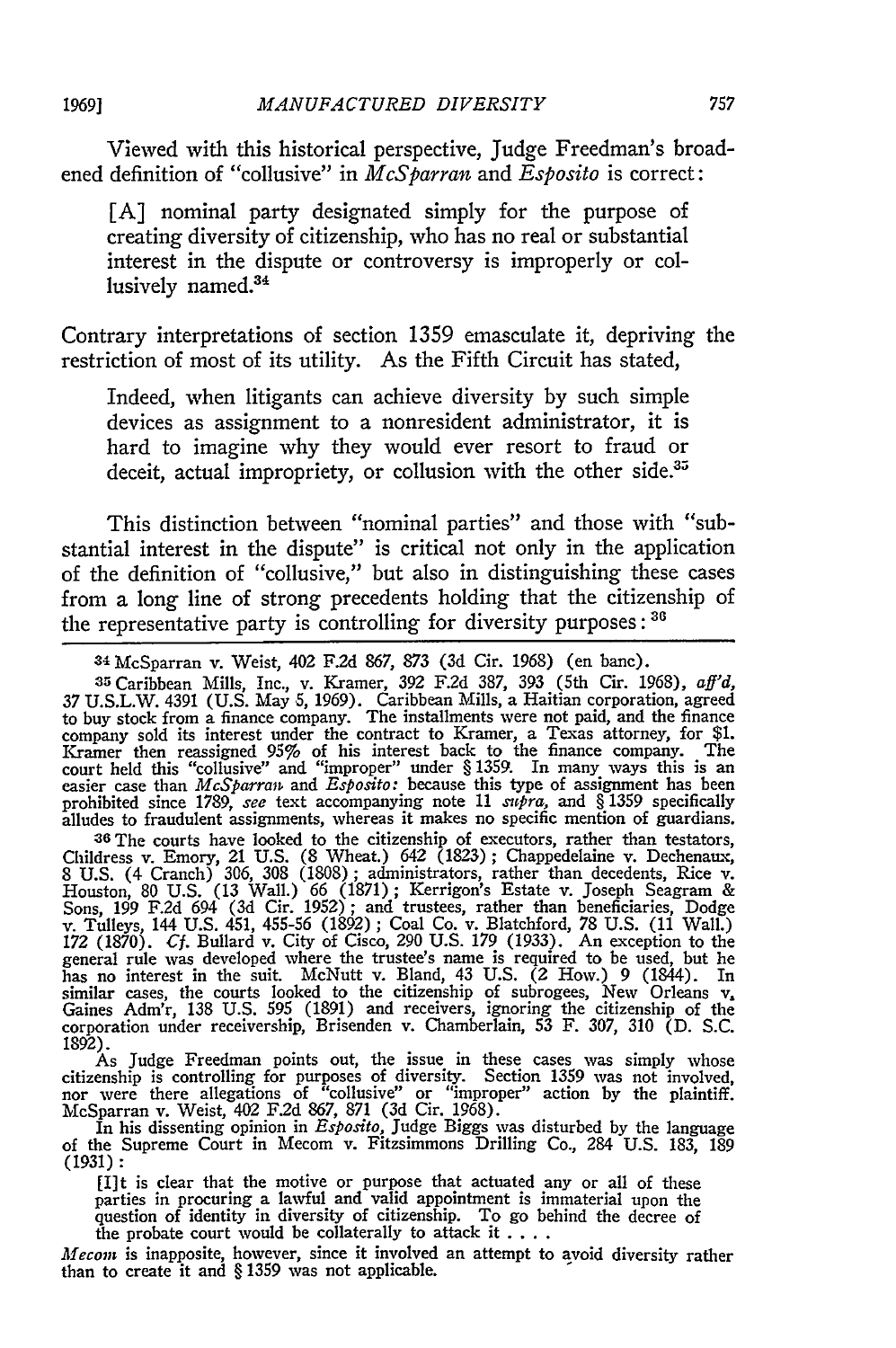Viewed with this historical perspective, Judge Freedman's broadened definition of "collusive" in *McSparran* and *Esposito* is correct:

> [A] nominal party designated simply for the purpose of creating diversity of citizenship, who has no real or substantial interest in the dispute or controversy is improperly or collusively named.[34]

Contrary interpretations of section 1359 emasculate it, depriving the restriction of most of its utility. As the Fifth Circuit has stated,

> Indeed, when litigants can achieve diversity by such simple devices as assignment to a nonresident administrator, it is hard to imagine why they would ever resort to fraud or deceit, actual impropriety, or collusion with the other side.[35]

This distinction between "nominal parties" and those with "substantial interest in the dispute" is critical not only in the application of the definition of "collusive," but also in distinguishing these cases from a long line of strong precedents holding that the citizenship of the representative party is controlling for diversity purposes:[36]

---

[34] McSparran v. Weist, 402 F.2d 867, 873 (3d Cir. 1968) (en banc).

[35] Caribbean Mills, Inc., v. Kramer, 392 F.2d 387, 393 (5th Cir. 1968), *aff'd*, 37 U.S.L.W. 4391 (U.S. May 5, 1969). Caribbean Mills, a Haitian corporation, agreed to buy stock from a finance company. The installments were not paid, and the finance company sold its interest under the contract to Kramer, a Texas attorney, for $1. Kramer then reassigned 95% of his interest back to the finance company. The court held this "collusive" and "improper" under § 1359. In many ways this is an easier case than *McSparran* and *Esposito*: because this type of assignment has been prohibited since 1789, *see* text accompanying note 11 *supra*, and § 1359 specifically alludes to fraudulent assignments, whereas it makes no specific mention of guardians.

[36] The courts have looked to the citizenship of executors, rather than testators, Childress v. Emory, 21 U.S. (8 Wheat.) 642 (1823); Chappedelaine v. Dechenaux, 8 U.S. (4 Cranch) 306, 308 (1808); administrators, rather than decedents, Rice v. Houston, 80 U.S. (13 Wall.) 66 (1871); Kerrigon's Estate v. Joseph Seagram & Sons, 199 F.2d 694 (3d Cir. 1952); and trustees, rather than beneficiaries, Dodge v. Tulleys, 144 U.S. 451, 455-56 (1892); Coal Co. v. Blatchford, 78 U.S. (11 Wall.) 172 (1870). *Cf.* Bullard v. City of Cisco, 290 U.S. 179 (1933). An exception to the general rule was developed where the trustee's name is required to be used, but he has no interest in the suit. McNutt v. Bland, 43 U.S. (2 How.) 9 (1844). In similar cases, the courts looked to the citizenship of subrogees, New Orleans v. Gaines Adm'r, 138 U.S. 595 (1891) and receivers, ignoring the citizenship of the corporation under receivership, Brisenden v. Chamberlain, 53 F. 307, 310 (D. S.C. 1892).

As Judge Freedman points out, the issue in these cases was simply whose citizenship is controlling for purposes of diversity. Section 1359 was not involved, nor were there allegations of "collusive" or "improper" action by the plaintiff. McSparran v. Weist, 402 F.2d 867, 871 (3d Cir. 1968).

In his dissenting opinion in *Esposito*, Judge Biggs was disturbed by the language of the Supreme Court in Mecom v. Fitzsimmons Drilling Co., 284 U.S. 183, 189 (1931):

> [I]t is clear that the motive or purpose that actuated any or all of these parties in procuring a lawful and valid appointment is immaterial upon the question of identity in diversity of citizenship. To go behind the decree of the probate court would be collaterally to attack it . . . .

*Mecom* is inapposite, however, since it involved an attempt to avoid diversity rather than to create it and § 1359 was not applicable.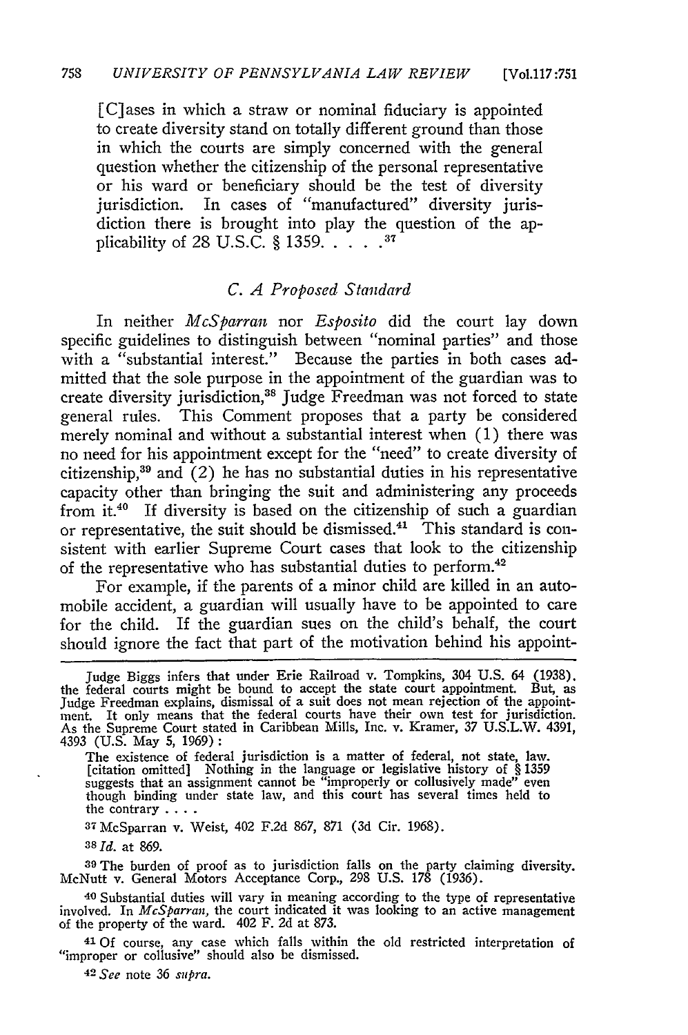[C]ases in which a straw or nominal fiduciary is appointed to create diversity stand on totally different ground than those in which the courts are simply concerned with the general question whether the citizenship of the personal representative or his ward or beneficiary should be the test of diversity jurisdiction. In cases of "manufactured" diversity jurisdiction there is brought into play the question of the applicability of 28 U.S.C. § 1359. . . . .[37]

### C. A Proposed Standard

In neither *McSparran* nor *Esposito* did the court lay down specific guidelines to distinguish between "nominal parties" and those with a "substantial interest." Because the parties in both cases admitted that the sole purpose in the appointment of the guardian was to create diversity jurisdiction,[38] Judge Freedman was not forced to state general rules. This Comment proposes that a party be considered merely nominal and without a substantial interest when (1) there was no need for his appointment except for the "need" to create diversity of citizenship,[39] and (2) he has no substantial duties in his representative capacity other than bringing the suit and administering any proceeds from it.[40] If diversity is based on the citizenship of such a guardian or representative, the suit should be dismissed.[41] This standard is consistent with earlier Supreme Court cases that look to the citizenship of the representative who has substantial duties to perform.[42]

For example, if the parents of a minor child are killed in an automobile accident, a guardian will usually have to be appointed to care for the child. If the guardian sues on the child's behalf, the court should ignore the fact that part of the motivation behind his appoint-

---

Judge Biggs infers that under Erie Railroad v. Tompkins, 304 U.S. 64 (1938), the federal courts might be bound to accept the state court appointment. But, as Judge Freedman explains, dismissal of a suit does not mean rejection of the appointment. It only means that the federal courts have their own test for jurisdiction. As the Supreme Court stated in Caribbean Mills, Inc. v. Kramer, 37 U.S.L.W. 4391, 4393 (U.S. May 5, 1969):

> The existence of federal jurisdiction is a matter of federal, not state, law. [citation omitted] Nothing in the language or legislative history of § 1359 suggests that an assignment cannot be "improperly or collusively made" even though binding under state law, and this court has several times held to the contrary . . . .

[37] McSparran v. Weist, 402 F.2d 867, 871 (3d Cir. 1968).

[38] *Id.* at 869.

[39] The burden of proof as to jurisdiction falls on the party claiming diversity. McNutt v. General Motors Acceptance Corp., 298 U.S. 178 (1936).

[40] Substantial duties will vary in meaning according to the type of representative involved. In *McSparran*, the court indicated it was looking to an active management of the property of the ward. 402 F. 2d at 873.

[41] Of course, any case which falls within the old restricted interpretation of "improper or collusive" should also be dismissed.

[42] *See* note 36 *supra*.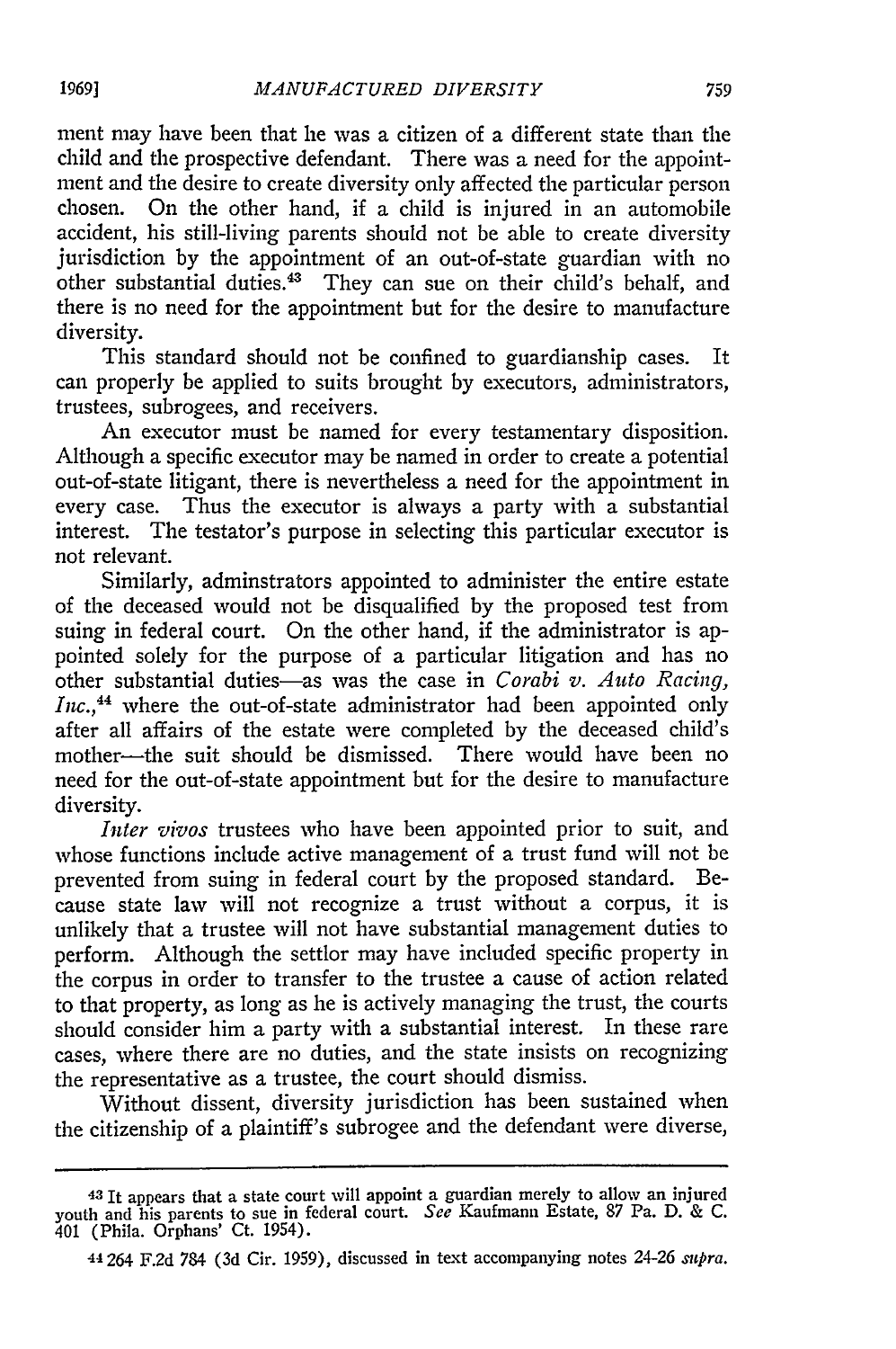ment may have been that he was a citizen of a different state than the child and the prospective defendant. There was a need for the appointment and the desire to create diversity only affected the particular person chosen. On the other hand, if a child is injured in an automobile accident, his still-living parents should not be able to create diversity jurisdiction by the appointment of an out-of-state guardian with no other substantial duties.[43] They can sue on their child's behalf, and there is no need for the appointment but for the desire to manufacture diversity.

This standard should not be confined to guardianship cases. It can properly be applied to suits brought by executors, administrators, trustees, subrogees, and receivers.

An executor must be named for every testamentary disposition. Although a specific executor may be named in order to create a potential out-of-state litigant, there is nevertheless a need for the appointment in every case. Thus the executor is always a party with a substantial interest. The testator's purpose in selecting this particular executor is not relevant.

Similarly, adminstrators appointed to administer the entire estate of the deceased would not be disqualified by the proposed test from suing in federal court. On the other hand, if the administrator is appointed solely for the purpose of a particular litigation and has no other substantial duties—as was the case in *Corabi v. Auto Racing, Inc.*,[44] where the out-of-state administrator had been appointed only after all affairs of the estate were completed by the deceased child's mother—the suit should be dismissed. There would have been no need for the out-of-state appointment but for the desire to manufacture diversity.

*Inter vivos* trustees who have been appointed prior to suit, and whose functions include active management of a trust fund will not be prevented from suing in federal court by the proposed standard. Because state law will not recognize a trust without a corpus, it is unlikely that a trustee will not have substantial management duties to perform. Although the settlor may have included specific property in the corpus in order to transfer to the trustee a cause of action related to that property, as long as he is actively managing the trust, the courts should consider him a party with a substantial interest. In these rare cases, where there are no duties, and the state insists on recognizing the representative as a trustee, the court should dismiss.

Without dissent, diversity jurisdiction has been sustained when the citizenship of a plaintiff's subrogee and the defendant were diverse,

---

[43] It appears that a state court will appoint a guardian merely to allow an injured youth and his parents to sue in federal court. *See* Kaufmann Estate, 87 Pa. D. & C. 401 (Phila. Orphans' Ct. 1954).

[44] 264 F.2d 784 (3d Cir. 1959), discussed in text accompanying notes 24-26 *supra*.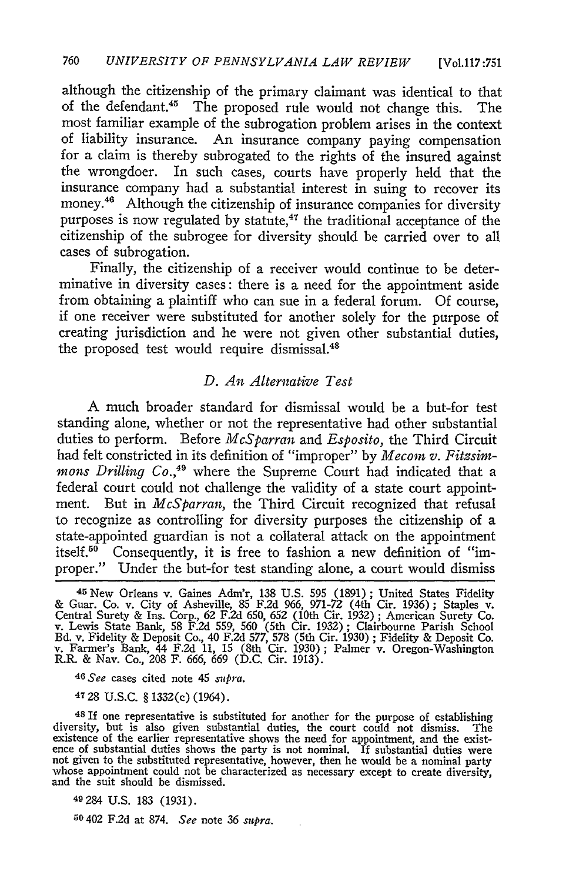although the citizenship of the primary claimant was identical to that of the defendant.[45] The proposed rule would not change this. The most familiar example of the subrogation problem arises in the context of liability insurance. An insurance company paying compensation for a claim is thereby subrogated to the rights of the insured against the wrongdoer. In such cases, courts have properly held that the insurance company had a substantial interest in suing to recover its money.[46] Although the citizenship of insurance companies for diversity purposes is now regulated by statute,[47] the traditional acceptance of the citizenship of the subrogee for diversity should be carried over to all cases of subrogation.

Finally, the citizenship of a receiver would continue to be determinative in diversity cases: there is a need for the appointment aside from obtaining a plaintiff who can sue in a federal forum. Of course, if one receiver were substituted for another solely for the purpose of creating jurisdiction and he were not given other substantial duties, the proposed test would require dismissal.[48]

### D. *An Alternative Test*

A much broader standard for dismissal would be a but-for test standing alone, whether or not the representative had other substantial duties to perform. Before *McSparran* and *Esposito*, the Third Circuit had felt constricted in its definition of "improper" by *Mecom v. Fitzsimmons Drilling Co.*,[49] where the Supreme Court had indicated that a federal court could not challenge the validity of a state court appointment. But in *McSparran*, the Third Circuit recognized that refusal to recognize as controlling for diversity purposes the citizenship of a state-appointed guardian is not a collateral attack on the appointment itself.[50] Consequently, it is free to fashion a new definition of "improper." Under the but-for test standing alone, a court would dismiss

---

[45] New Orleans v. Gaines Adm'r, 138 U.S. 595 (1891); United States Fidelity & Guar. Co. v. City of Asheville, 85 F.2d 966, 971-72 (4th Cir. 1936); Staples v. Central Surety & Ins. Corp., 62 F.2d 650, 652 (10th Cir. 1932); American Surety Co. v. Lewis State Bank, 58 F.2d 559, 560 (5th Cir. 1932); Clairbourne Parish School Bd. v. Fidelity & Deposit Co., 40 F.2d 577, 578 (5th Cir. 1930); Fidelity & Deposit Co. v. Farmer's Bank, 44 F.2d 11, 15 (8th Cir. 1930); Palmer v. Oregon-Washington R.R. & Nav. Co., 208 F. 666, 669 (D.C. Cir. 1913).

[46] *See* cases cited note 45 *supra*.

[47] 28 U.S.C. § 1332(c) (1964).

[48] If one representative is substituted for another for the purpose of establishing diversity, but is also given substantial duties, the court could not dismiss. The existence of the earlier representative shows the need for appointment, and the existence of substantial duties shows the party is not nominal. If substantial duties were not given to the substituted representative, however, then he would be a nominal party whose appointment could not be characterized as necessary except to create diversity, and the suit should be dismissed.

[49] 284 U.S. 183 (1931).

[50] 402 F.2d at 874. *See* note 36 *supra*.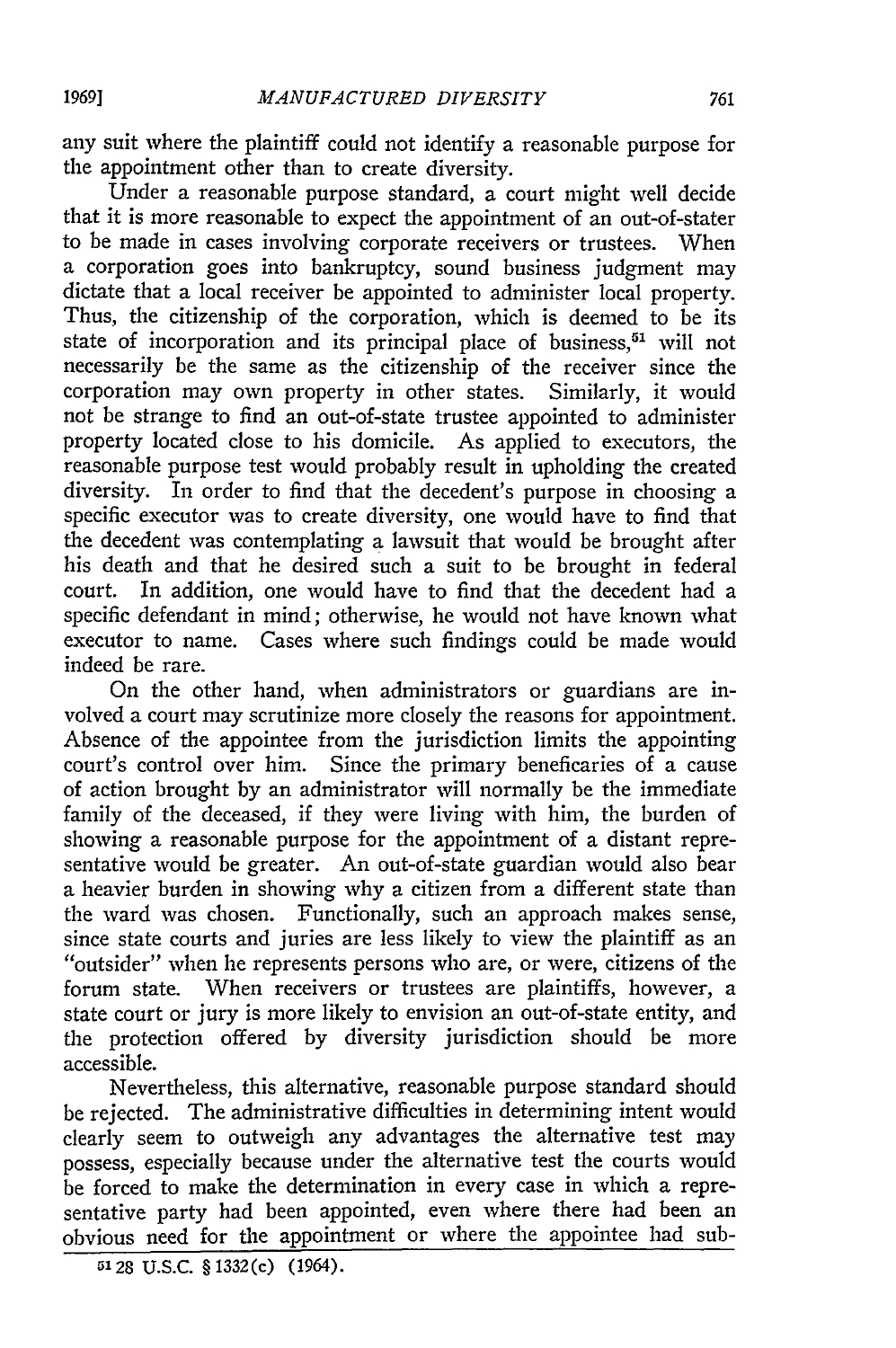any suit where the plaintiff could not identify a reasonable purpose for the appointment other than to create diversity.

Under a reasonable purpose standard, a court might well decide that it is more reasonable to expect the appointment of an out-of-stater to be made in cases involving corporate receivers or trustees. When a corporation goes into bankruptcy, sound business judgment may dictate that a local receiver be appointed to administer local property. Thus, the citizenship of the corporation, which is deemed to be its state of incorporation and its principal place of business,[51] will not necessarily be the same as the citizenship of the receiver since the corporation may own property in other states. Similarly, it would not be strange to find an out-of-state trustee appointed to administer property located close to his domicile. As applied to executors, the reasonable purpose test would probably result in upholding the created diversity. In order to find that the decedent's purpose in choosing a specific executor was to create diversity, one would have to find that the decedent was contemplating a lawsuit that would be brought after his death and that he desired such a suit to be brought in federal court. In addition, one would have to find that the decedent had a specific defendant in mind; otherwise, he would not have known what executor to name. Cases where such findings could be made would indeed be rare.

On the other hand, when administrators or guardians are involved a court may scrutinize more closely the reasons for appointment. Absence of the appointee from the jurisdiction limits the appointing court's control over him. Since the primary beneficiaries of a cause of action brought by an administrator will normally be the immediate family of the deceased, if they were living with him, the burden of showing a reasonable purpose for the appointment of a distant representative would be greater. An out-of-state guardian would also bear a heavier burden in showing why a citizen from a different state than the ward was chosen. Functionally, such an approach makes sense, since state courts and juries are less likely to view the plaintiff as an "outsider" when he represents persons who are, or were, citizens of the forum state. When receivers or trustees are plaintiffs, however, a state court or jury is more likely to envision an out-of-state entity, and the protection offered by diversity jurisdiction should be more accessible.

Nevertheless, this alternative, reasonable purpose standard should be rejected. The administrative difficulties in determining intent would clearly seem to outweigh any advantages the alternative test may possess, especially because under the alternative test the courts would be forced to make the determination in every case in which a representative party had been appointed, even where there had been an obvious need for the appointment or where the appointee had sub-

[51] 28 U.S.C. § 1332(c) (1964).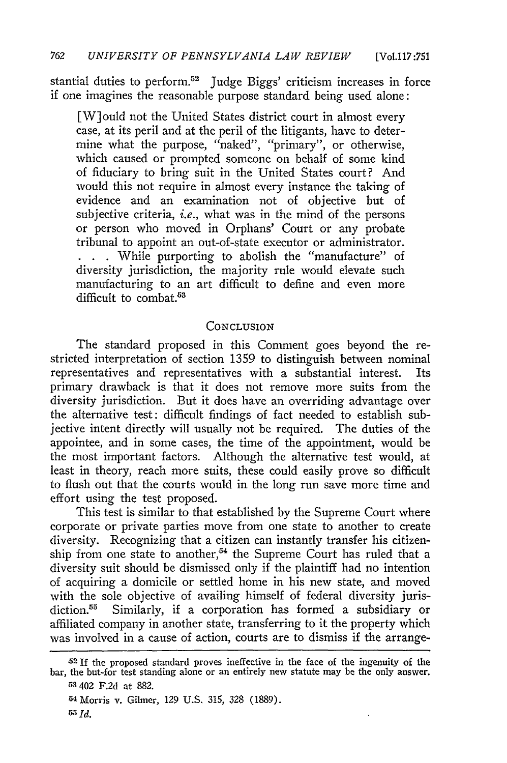stantial duties to perform.[52] Judge Biggs' criticism increases in force if one imagines the reasonable purpose standard being used alone:

> [W]ould not the United States district court in almost every case, at its peril and at the peril of the litigants, have to determine what the purpose, "naked", "primary", or otherwise, which caused or prompted someone on behalf of some kind of fiduciary to bring suit in the United States court? And would this not require in almost every instance the taking of evidence and an examination not of objective but of subjective criteria, *i.e.*, what was in the mind of the persons or person who moved in Orphans' Court or any probate tribunal to appoint an out-of-state executor or administrator. . . . While purporting to abolish the "manufacture" of diversity jurisdiction, the majority rule would elevate such manufacturing to an art difficult to define and even more difficult to combat.[53]

## Conclusion

The standard proposed in this Comment goes beyond the restricted interpretation of section 1359 to distinguish between nominal representatives and representatives with a substantial interest. Its primary drawback is that it does not remove more suits from the diversity jurisdiction. But it does have an overriding advantage over the alternative test: difficult findings of fact needed to establish subjective intent directly will usually not be required. The duties of the appointee, and in some cases, the time of the appointment, would be the most important factors. Although the alternative test would, at least in theory, reach more suits, these could easily prove so difficult to flush out that the courts would in the long run save more time and effort using the test proposed.

This test is similar to that established by the Supreme Court where corporate or private parties move from one state to another to create diversity. Recognizing that a citizen can instantly transfer his citizenship from one state to another,[54] the Supreme Court has ruled that a diversity suit should be dismissed only if the plaintiff had no intention of acquiring a domicile or settled home in his new state, and moved with the sole objective of availing himself of federal diversity jurisdiction.[55] Similarly, if a corporation has formed a subsidiary or affiliated company in another state, transferring to it the property which was involved in a cause of action, courts are to dismiss if the arrange-

---

[52] If the proposed standard proves ineffective in the face of the ingenuity of the bar, the but-for test standing alone or an entirely new statute may be the only answer.

[53] 402 F.2d at 882.

[54] Morris v. Gilmer, 129 U.S. 315, 328 (1889).

[55] *Id.*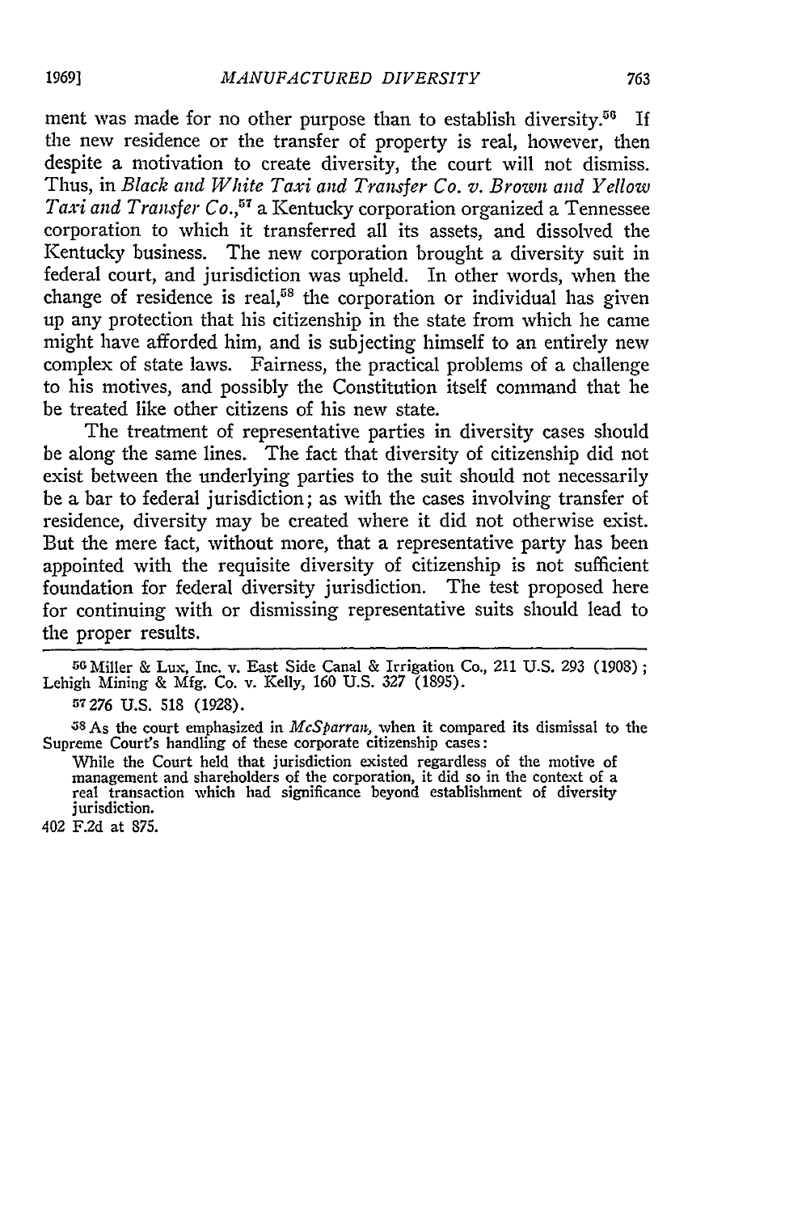ment was made for no other purpose than to establish diversity.[56] If the new residence or the transfer of property is real, however, then despite a motivation to create diversity, the court will not dismiss. Thus, in *Black and White Taxi and Transfer Co. v. Brown and Yellow Taxi and Transfer Co.*,[57] a Kentucky corporation organized a Tennessee corporation to which it transferred all its assets, and dissolved the Kentucky business. The new corporation brought a diversity suit in federal court, and jurisdiction was upheld. In other words, when the change of residence is real,[58] the corporation or individual has given up any protection that his citizenship in the state from which he came might have afforded him, and is subjecting himself to an entirely new complex of state laws. Fairness, the practical problems of a challenge to his motives, and possibly the Constitution itself command that he be treated like other citizens of his new state.

The treatment of representative parties in diversity cases should be along the same lines. The fact that diversity of citizenship did not exist between the underlying parties to the suit should not necessarily be a bar to federal jurisdiction; as with the cases involving transfer of residence, diversity may be created where it did not otherwise exist. But the mere fact, without more, that a representative party has been appointed with the requisite diversity of citizenship is not sufficient foundation for federal diversity jurisdiction. The test proposed here for continuing with or dismissing representative suits should lead to the proper results.

---

[56] Miller & Lux, Inc. v. East Side Canal & Irrigation Co., 211 U.S. 293 (1908); Lehigh Mining & Mfg. Co. v. Kelly, 160 U.S. 327 (1895).

[57] 276 U.S. 518 (1928).

[58] As the court emphasized in *McSparran*, when it compared its dismissal to the Supreme Court's handling of these corporate citizenship cases:

> While the Court held that jurisdiction existed regardless of the motive of management and shareholders of the corporation, it did so in the context of a real transaction which had significance beyond establishment of diversity jurisdiction.

402 F.2d at 875.